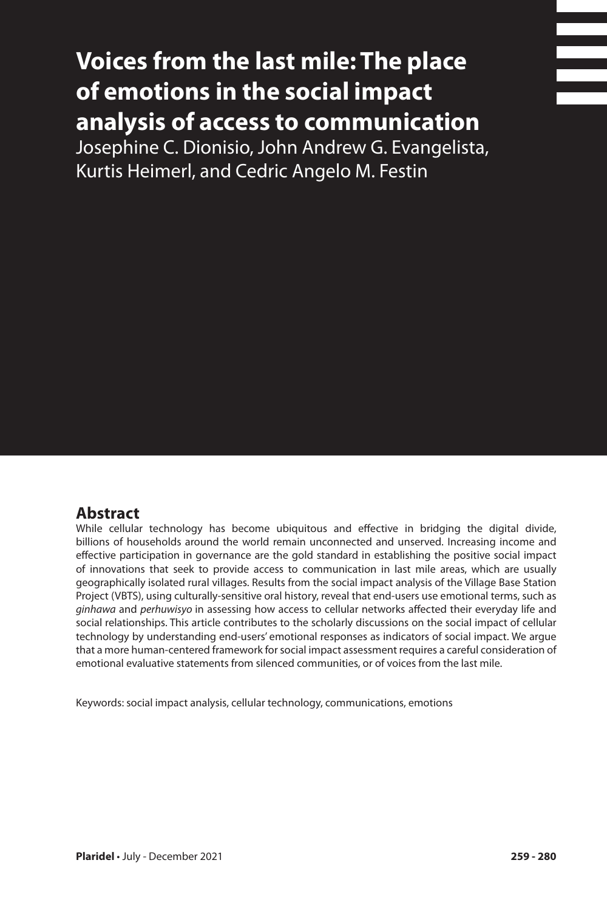# Voices from the last mile: The place of emotions in the social impact analysis of access to communication

Josephine C. Dionisio, John Andrew G. Evangelista, Kurtis Heimerl, and Cedric Angelo M. Festin

## Abstract

While cellular technology has become ubiquitous and effective in bridging the digital divide, billions of households around the world remain unconnected and unserved. Increasing income and effective participation in governance are the gold standard in establishing the positive social impact of innovations that seek to provide access to communication in last mile areas, which are usually geographically isolated rural villages. Results from the social impact analysis of the Village Base Station Project (VBTS), using culturally-sensitive oral history, reveal that end-users use emotional terms, such as *ginhawa* and *perhuwisyo* in assessing how access to cellular networks affected their everyday life and social relationships. This article contributes to the scholarly discussions on the social impact of cellular technology by understanding end-users' emotional responses as indicators of social impact. We argue that a more human-centered framework for social impact assessment requires a careful consideration of emotional evaluative statements from silenced communities, or of voices from the last mile.

Keywords: social impact analysis, cellular technology, communications, emotions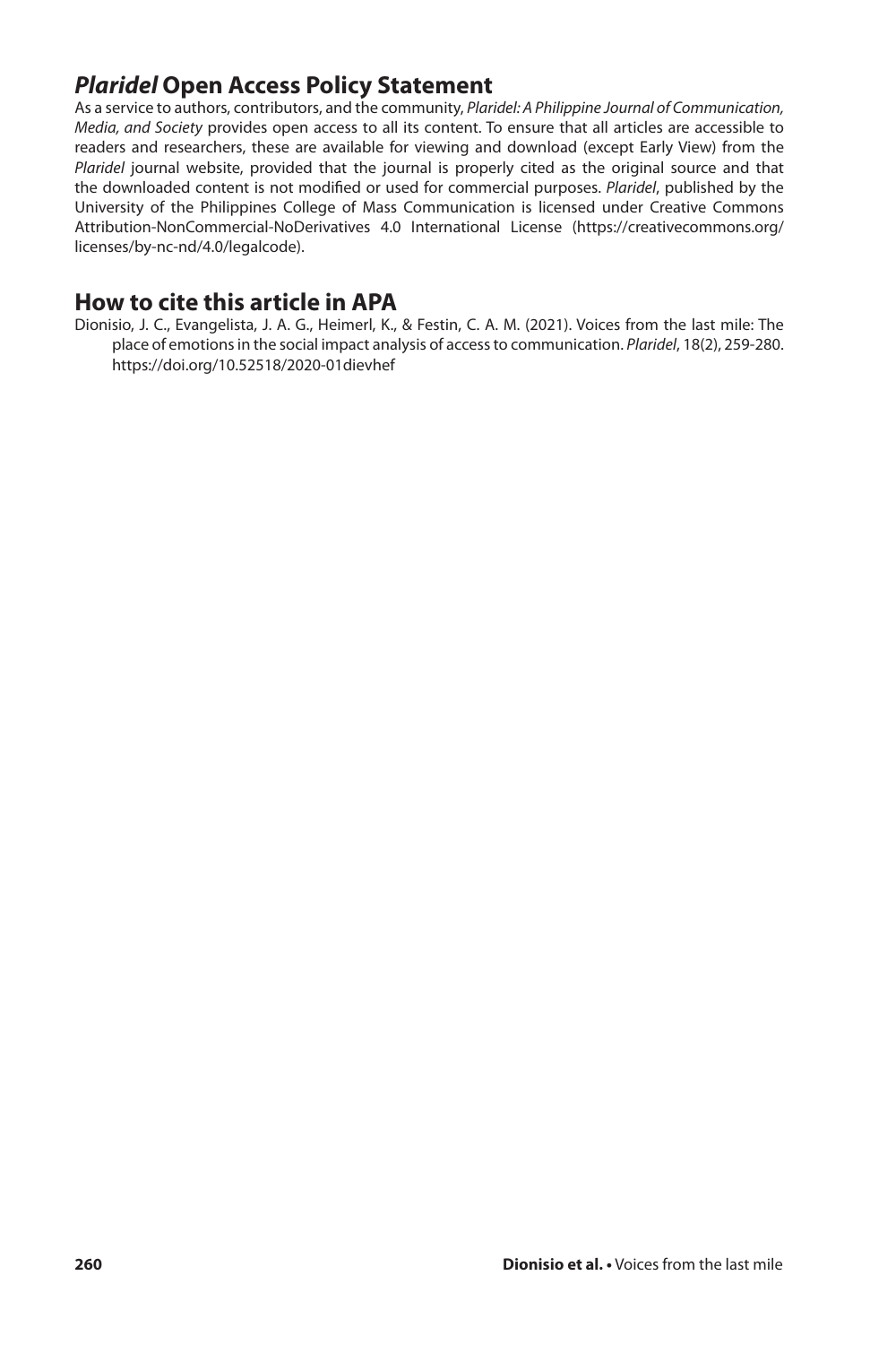## *Plaridel* Open Access Policy Statement

As a service to authors, contributors, and the community, *Plaridel: A Philippine Journal of Communication, Media, and Society* provides open access to all its content. To ensure that all articles are accessible to readers and researchers, these are available for viewing and download (except Early View) from the *Plaridel* journal website, provided that the journal is properly cited as the original source and that the downloaded content is not modified or used for commercial purposes. *Plaridel*, published by the University of the Philippines College of Mass Communication is licensed under Creative Commons Attribution-NonCommercial-NoDerivatives 4.0 International License (https://creativecommons.org/licenses/by-nc-nd/4.0/legalcode).

## How to cite this article in APA

Dionisio, J. C., Evangelista, J. A. G., Heimerl, K., & Festin, C. A. M. (2021). Voices from the last mile: The place of emotions in the social impact analysis of access to communication. *Plaridel*, 18(2), 259-280. https://doi.org/10.52518/2020-01dievhef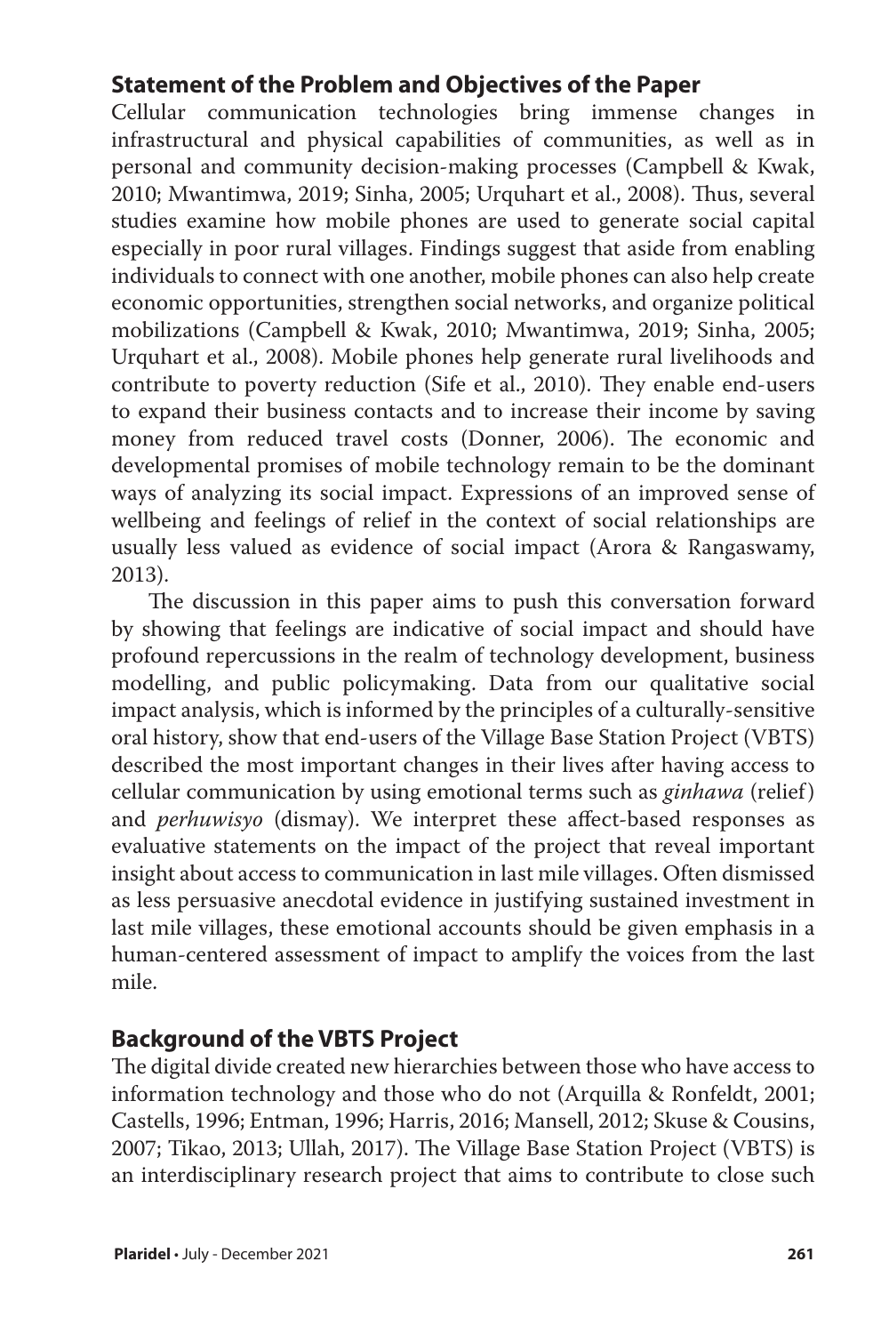## Statement of the Problem and Objectives of the Paper

Cellular communication technologies bring immense changes in infrastructural and physical capabilities of communities, as well as in personal and community decision-making processes (Campbell & Kwak, 2010; Mwantimwa, 2019; Sinha, 2005; Urquhart et al., 2008). Thus, several studies examine how mobile phones are used to generate social capital especially in poor rural villages. Findings suggest that aside from enabling individuals to connect with one another, mobile phones can also help create economic opportunities, strengthen social networks, and organize political mobilizations (Campbell & Kwak, 2010; Mwantimwa, 2019; Sinha, 2005; Urquhart et al., 2008). Mobile phones help generate rural livelihoods and contribute to poverty reduction (Sife et al., 2010). They enable end-users to expand their business contacts and to increase their income by saving money from reduced travel costs (Donner, 2006). The economic and developmental promises of mobile technology remain to be the dominant ways of analyzing its social impact. Expressions of an improved sense of wellbeing and feelings of relief in the context of social relationships are usually less valued as evidence of social impact (Arora & Rangaswamy, 2013).

The discussion in this paper aims to push this conversation forward by showing that feelings are indicative of social impact and should have profound repercussions in the realm of technology development, business modelling, and public policymaking. Data from our qualitative social impact analysis, which is informed by the principles of a culturally-sensitive oral history, show that end-users of the Village Base Station Project (VBTS) described the most important changes in their lives after having access to cellular communication by using emotional terms such as *ginhawa* (relief) and *perhuwisyo* (dismay). We interpret these affect-based responses as evaluative statements on the impact of the project that reveal important insight about access to communication in last mile villages. Often dismissed as less persuasive anecdotal evidence in justifying sustained investment in last mile villages, these emotional accounts should be given emphasis in a human-centered assessment of impact to amplify the voices from the last mile.

## Background of the VBTS Project

The digital divide created new hierarchies between those who have access to information technology and those who do not (Arquilla & Ronfeldt, 2001; Castells, 1996; Entman, 1996; Harris, 2016; Mansell, 2012; Skuse & Cousins, 2007; Tikao, 2013; Ullah, 2017). The Village Base Station Project (VBTS) is an interdisciplinary research project that aims to contribute to close such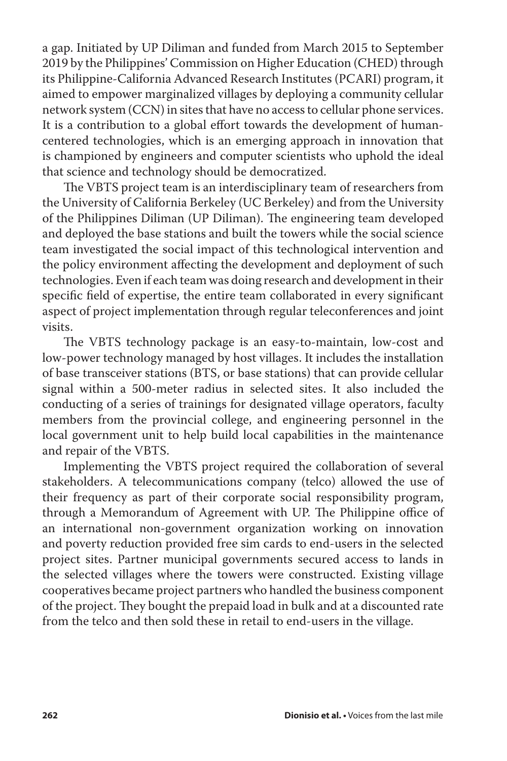a gap. Initiated by UP Diliman and funded from March 2015 to September 2019 by the Philippines' Commission on Higher Education (CHED) through its Philippine-California Advanced Research Institutes (PCARI) program, it aimed to empower marginalized villages by deploying a community cellular network system (CCN) in sites that have no access to cellular phone services. It is a contribution to a global effort towards the development of human-centered technologies, which is an emerging approach in innovation that is championed by engineers and computer scientists who uphold the ideal that science and technology should be democratized.

The VBTS project team is an interdisciplinary team of researchers from the University of California Berkeley (UC Berkeley) and from the University of the Philippines Diliman (UP Diliman). The engineering team developed and deployed the base stations and built the towers while the social science team investigated the social impact of this technological intervention and the policy environment affecting the development and deployment of such technologies. Even if each team was doing research and development in their specific field of expertise, the entire team collaborated in every significant aspect of project implementation through regular teleconferences and joint visits.

The VBTS technology package is an easy-to-maintain, low-cost and low-power technology managed by host villages. It includes the installation of base transceiver stations (BTS, or base stations) that can provide cellular signal within a 500-meter radius in selected sites. It also included the conducting of a series of trainings for designated village operators, faculty members from the provincial college, and engineering personnel in the local government unit to help build local capabilities in the maintenance and repair of the VBTS.

Implementing the VBTS project required the collaboration of several stakeholders. A telecommunications company (telco) allowed the use of their frequency as part of their corporate social responsibility program, through a Memorandum of Agreement with UP. The Philippine office of an international non-government organization working on innovation and poverty reduction provided free sim cards to end-users in the selected project sites. Partner municipal governments secured access to lands in the selected villages where the towers were constructed. Existing village cooperatives became project partners who handled the business component of the project. They bought the prepaid load in bulk and at a discounted rate from the telco and then sold these in retail to end-users in the village.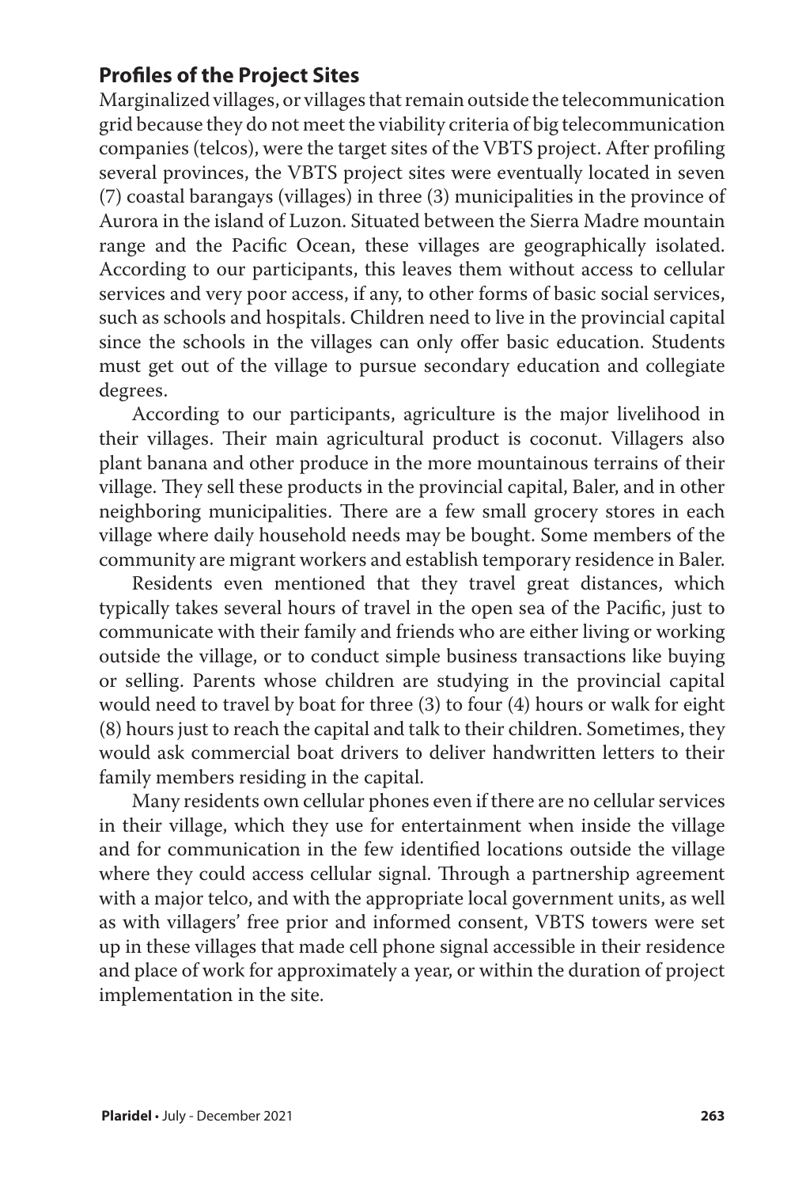## Profiles of the Project Sites

Marginalized villages, or villages that remain outside the telecommunication grid because they do not meet the viability criteria of big telecommunication companies (telcos), were the target sites of the VBTS project. After profiling several provinces, the VBTS project sites were eventually located in seven (7) coastal barangays (villages) in three (3) municipalities in the province of Aurora in the island of Luzon. Situated between the Sierra Madre mountain range and the Pacific Ocean, these villages are geographically isolated. According to our participants, this leaves them without access to cellular services and very poor access, if any, to other forms of basic social services, such as schools and hospitals. Children need to live in the provincial capital since the schools in the villages can only offer basic education. Students must get out of the village to pursue secondary education and collegiate degrees.

According to our participants, agriculture is the major livelihood in their villages. Their main agricultural product is coconut. Villagers also plant banana and other produce in the more mountainous terrains of their village. They sell these products in the provincial capital, Baler, and in other neighboring municipalities. There are a few small grocery stores in each village where daily household needs may be bought. Some members of the community are migrant workers and establish temporary residence in Baler.

Residents even mentioned that they travel great distances, which typically takes several hours of travel in the open sea of the Pacific, just to communicate with their family and friends who are either living or working outside the village, or to conduct simple business transactions like buying or selling. Parents whose children are studying in the provincial capital would need to travel by boat for three (3) to four (4) hours or walk for eight (8) hours just to reach the capital and talk to their children. Sometimes, they would ask commercial boat drivers to deliver handwritten letters to their family members residing in the capital.

Many residents own cellular phones even if there are no cellular services in their village, which they use for entertainment when inside the village and for communication in the few identified locations outside the village where they could access cellular signal. Through a partnership agreement with a major telco, and with the appropriate local government units, as well as with villagers' free prior and informed consent, VBTS towers were set up in these villages that made cell phone signal accessible in their residence and place of work for approximately a year, or within the duration of project implementation in the site.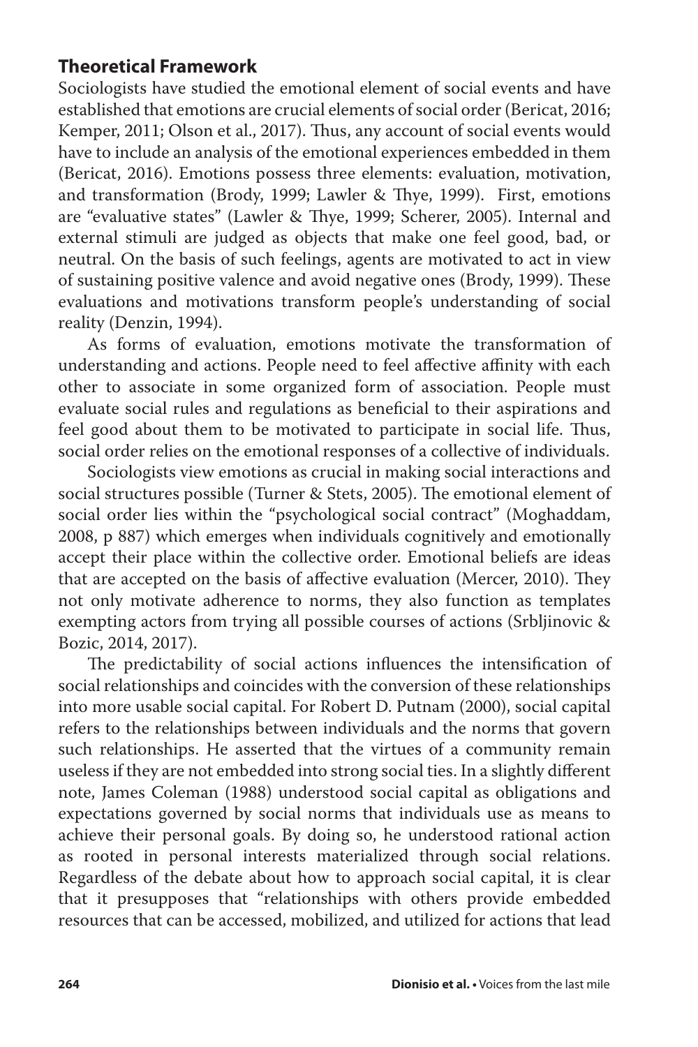## Theoretical Framework

Sociologists have studied the emotional element of social events and have established that emotions are crucial elements of social order (Bericat, 2016; Kemper, 2011; Olson et al., 2017). Thus, any account of social events would have to include an analysis of the emotional experiences embedded in them (Bericat, 2016). Emotions possess three elements: evaluation, motivation, and transformation (Brody, 1999; Lawler & Thye, 1999). First, emotions are "evaluative states" (Lawler & Thye, 1999; Scherer, 2005). Internal and external stimuli are judged as objects that make one feel good, bad, or neutral. On the basis of such feelings, agents are motivated to act in view of sustaining positive valence and avoid negative ones (Brody, 1999). These evaluations and motivations transform people's understanding of social reality (Denzin, 1994).

As forms of evaluation, emotions motivate the transformation of understanding and actions. People need to feel affective affinity with each other to associate in some organized form of association. People must evaluate social rules and regulations as beneficial to their aspirations and feel good about them to be motivated to participate in social life. Thus, social order relies on the emotional responses of a collective of individuals.

Sociologists view emotions as crucial in making social interactions and social structures possible (Turner & Stets, 2005). The emotional element of social order lies within the "psychological social contract" (Moghaddam, 2008, p 887) which emerges when individuals cognitively and emotionally accept their place within the collective order. Emotional beliefs are ideas that are accepted on the basis of affective evaluation (Mercer, 2010). They not only motivate adherence to norms, they also function as templates exempting actors from trying all possible courses of actions (Srbljinovic & Bozic, 2014, 2017).

The predictability of social actions influences the intensification of social relationships and coincides with the conversion of these relationships into more usable social capital. For Robert D. Putnam (2000), social capital refers to the relationships between individuals and the norms that govern such relationships. He asserted that the virtues of a community remain useless if they are not embedded into strong social ties. In a slightly different note, James Coleman (1988) understood social capital as obligations and expectations governed by social norms that individuals use as means to achieve their personal goals. By doing so, he understood rational action as rooted in personal interests materialized through social relations. Regardless of the debate about how to approach social capital, it is clear that it presupposes that "relationships with others provide embedded resources that can be accessed, mobilized, and utilized for actions that lead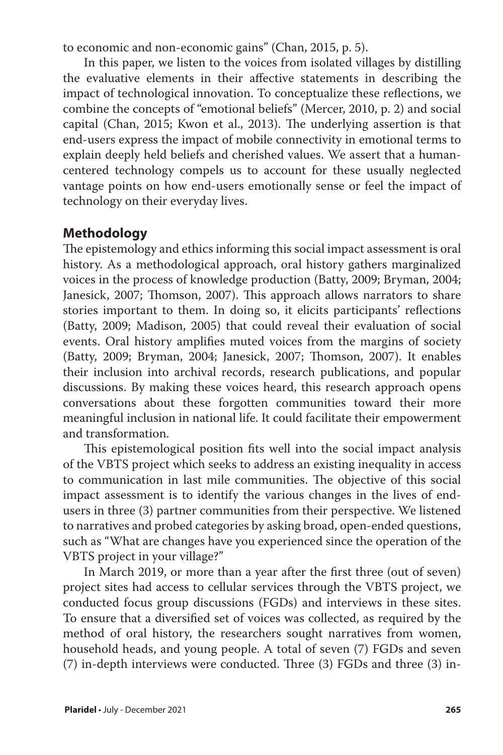to economic and non-economic gains" (Chan, 2015, p. 5).

In this paper, we listen to the voices from isolated villages by distilling the evaluative elements in their affective statements in describing the impact of technological innovation. To conceptualize these reflections, we combine the concepts of "emotional beliefs" (Mercer, 2010, p. 2) and social capital (Chan, 2015; Kwon et al., 2013). The underlying assertion is that end-users express the impact of mobile connectivity in emotional terms to explain deeply held beliefs and cherished values. We assert that a human-centered technology compels us to account for these usually neglected vantage points on how end-users emotionally sense or feel the impact of technology on their everyday lives.

## Methodology

The epistemology and ethics informing this social impact assessment is oral history. As a methodological approach, oral history gathers marginalized voices in the process of knowledge production (Batty, 2009; Bryman, 2004; Janesick, 2007; Thomson, 2007). This approach allows narrators to share stories important to them. In doing so, it elicits participants' reflections (Batty, 2009; Madison, 2005) that could reveal their evaluation of social events. Oral history amplifies muted voices from the margins of society (Batty, 2009; Bryman, 2004; Janesick, 2007; Thomson, 2007). It enables their inclusion into archival records, research publications, and popular discussions. By making these voices heard, this research approach opens conversations about these forgotten communities toward their more meaningful inclusion in national life. It could facilitate their empowerment and transformation.

This epistemological position fits well into the social impact analysis of the VBTS project which seeks to address an existing inequality in access to communication in last mile communities. The objective of this social impact assessment is to identify the various changes in the lives of end-users in three (3) partner communities from their perspective. We listened to narratives and probed categories by asking broad, open-ended questions, such as "What are changes have you experienced since the operation of the VBTS project in your village?"

In March 2019, or more than a year after the first three (out of seven) project sites had access to cellular services through the VBTS project, we conducted focus group discussions (FGDs) and interviews in these sites. To ensure that a diversified set of voices was collected, as required by the method of oral history, the researchers sought narratives from women, household heads, and young people. A total of seven (7) FGDs and seven (7) in-depth interviews were conducted. Three (3) FGDs and three (3) in-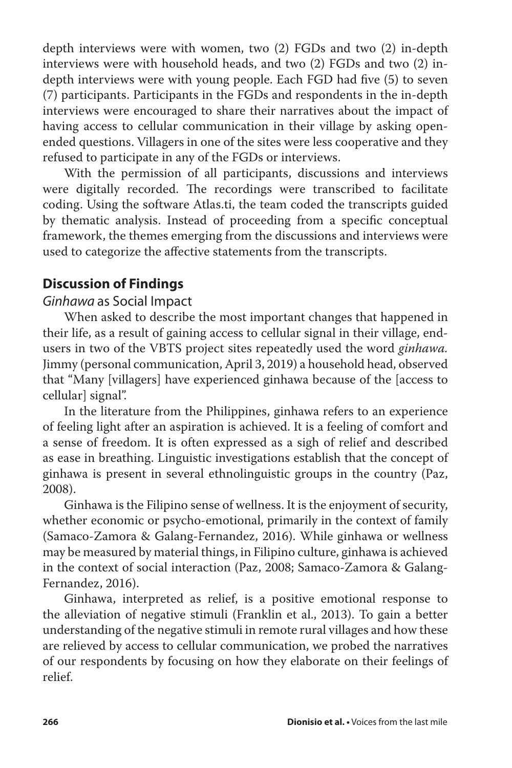depth interviews were with women, two (2) FGDs and two (2) in-depth interviews were with household heads, and two (2) FGDs and two (2) in-depth interviews were with young people. Each FGD had five (5) to seven (7) participants. Participants in the FGDs and respondents in the in-depth interviews were encouraged to share their narratives about the impact of having access to cellular communication in their village by asking open-ended questions. Villagers in one of the sites were less cooperative and they refused to participate in any of the FGDs or interviews.

With the permission of all participants, discussions and interviews were digitally recorded. The recordings were transcribed to facilitate coding. Using the software Atlas.ti, the team coded the transcripts guided by thematic analysis. Instead of proceeding from a specific conceptual framework, the themes emerging from the discussions and interviews were used to categorize the affective statements from the transcripts.

## Discussion of Findings

### *Ginhawa* as Social Impact

When asked to describe the most important changes that happened in their life, as a result of gaining access to cellular signal in their village, end-users in two of the VBTS project sites repeatedly used the word *ginhawa.* Jimmy (personal communication, April 3, 2019) a household head, observed that "Many [villagers] have experienced ginhawa because of the [access to cellular] signal".

In the literature from the Philippines, ginhawa refers to an experience of feeling light after an aspiration is achieved. It is a feeling of comfort and a sense of freedom. It is often expressed as a sigh of relief and described as ease in breathing. Linguistic investigations establish that the concept of ginhawa is present in several ethnolinguistic groups in the country (Paz, 2008).

Ginhawa is the Filipino sense of wellness. It is the enjoyment of security, whether economic or psycho-emotional, primarily in the context of family (Samaco-Zamora & Galang-Fernandez, 2016). While ginhawa or wellness may be measured by material things, in Filipino culture, ginhawa is achieved in the context of social interaction (Paz, 2008; Samaco-Zamora & Galang-Fernandez, 2016).

Ginhawa, interpreted as relief, is a positive emotional response to the alleviation of negative stimuli (Franklin et al., 2013). To gain a better understanding of the negative stimuli in remote rural villages and how these are relieved by access to cellular communication, we probed the narratives of our respondents by focusing on how they elaborate on their feelings of relief.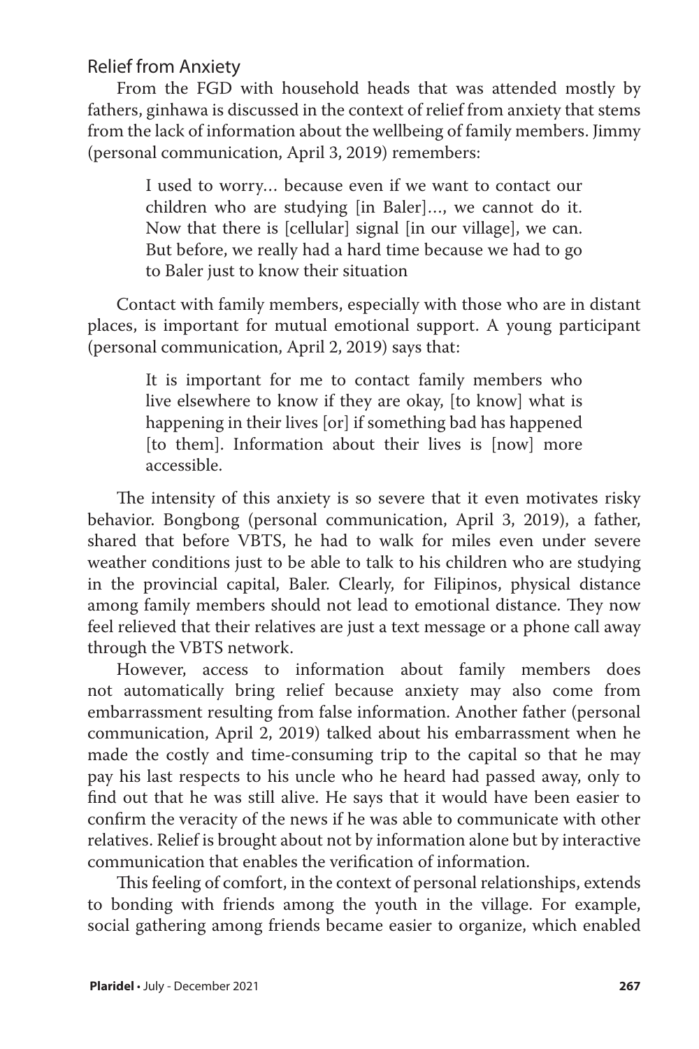## Relief from Anxiety

From the FGD with household heads that was attended mostly by fathers, ginhawa is discussed in the context of relief from anxiety that stems from the lack of information about the wellbeing of family members. Jimmy (personal communication, April 3, 2019) remembers:

> I used to worry… because even if we want to contact our children who are studying [in Baler]…, we cannot do it. Now that there is [cellular] signal [in our village], we can. But before, we really had a hard time because we had to go to Baler just to know their situation

Contact with family members, especially with those who are in distant places, is important for mutual emotional support. A young participant (personal communication, April 2, 2019) says that:

> It is important for me to contact family members who live elsewhere to know if they are okay, [to know] what is happening in their lives [or] if something bad has happened [to them]. Information about their lives is [now] more accessible.

The intensity of this anxiety is so severe that it even motivates risky behavior. Bongbong (personal communication, April 3, 2019), a father, shared that before VBTS, he had to walk for miles even under severe weather conditions just to be able to talk to his children who are studying in the provincial capital, Baler. Clearly, for Filipinos, physical distance among family members should not lead to emotional distance. They now feel relieved that their relatives are just a text message or a phone call away through the VBTS network.

However, access to information about family members does not automatically bring relief because anxiety may also come from embarrassment resulting from false information. Another father (personal communication, April 2, 2019) talked about his embarrassment when he made the costly and time-consuming trip to the capital so that he may pay his last respects to his uncle who he heard had passed away, only to find out that he was still alive. He says that it would have been easier to confirm the veracity of the news if he was able to communicate with other relatives. Relief is brought about not by information alone but by interactive communication that enables the verification of information.

This feeling of comfort, in the context of personal relationships, extends to bonding with friends among the youth in the village. For example, social gathering among friends became easier to organize, which enabled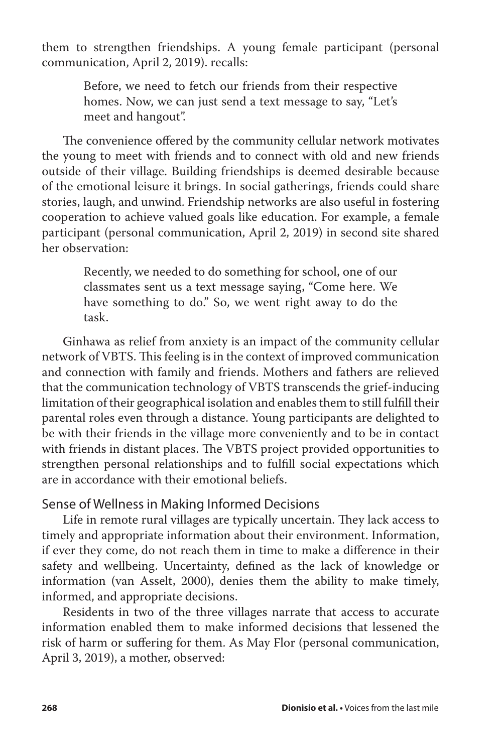them to strengthen friendships. A young female participant (personal communication, April 2, 2019). recalls:

> Before, we need to fetch our friends from their respective homes. Now, we can just send a text message to say, "Let's meet and hangout".

The convenience offered by the community cellular network motivates the young to meet with friends and to connect with old and new friends outside of their village. Building friendships is deemed desirable because of the emotional leisure it brings. In social gatherings, friends could share stories, laugh, and unwind. Friendship networks are also useful in fostering cooperation to achieve valued goals like education. For example, a female participant (personal communication, April 2, 2019) in second site shared her observation:

> Recently, we needed to do something for school, one of our classmates sent us a text message saying, "Come here. We have something to do." So, we went right away to do the task.

Ginhawa as relief from anxiety is an impact of the community cellular network of VBTS. This feeling is in the context of improved communication and connection with family and friends. Mothers and fathers are relieved that the communication technology of VBTS transcends the grief-inducing limitation of their geographical isolation and enables them to still fulfill their parental roles even through a distance. Young participants are delighted to be with their friends in the village more conveniently and to be in contact with friends in distant places. The VBTS project provided opportunities to strengthen personal relationships and to fulfill social expectations which are in accordance with their emotional beliefs.

## Sense of Wellness in Making Informed Decisions

Life in remote rural villages are typically uncertain. They lack access to timely and appropriate information about their environment. Information, if ever they come, do not reach them in time to make a difference in their safety and wellbeing. Uncertainty, defined as the lack of knowledge or information (van Asselt, 2000), denies them the ability to make timely, informed, and appropriate decisions.

Residents in two of the three villages narrate that access to accurate information enabled them to make informed decisions that lessened the risk of harm or suffering for them. As May Flor (personal communication, April 3, 2019), a mother, observed: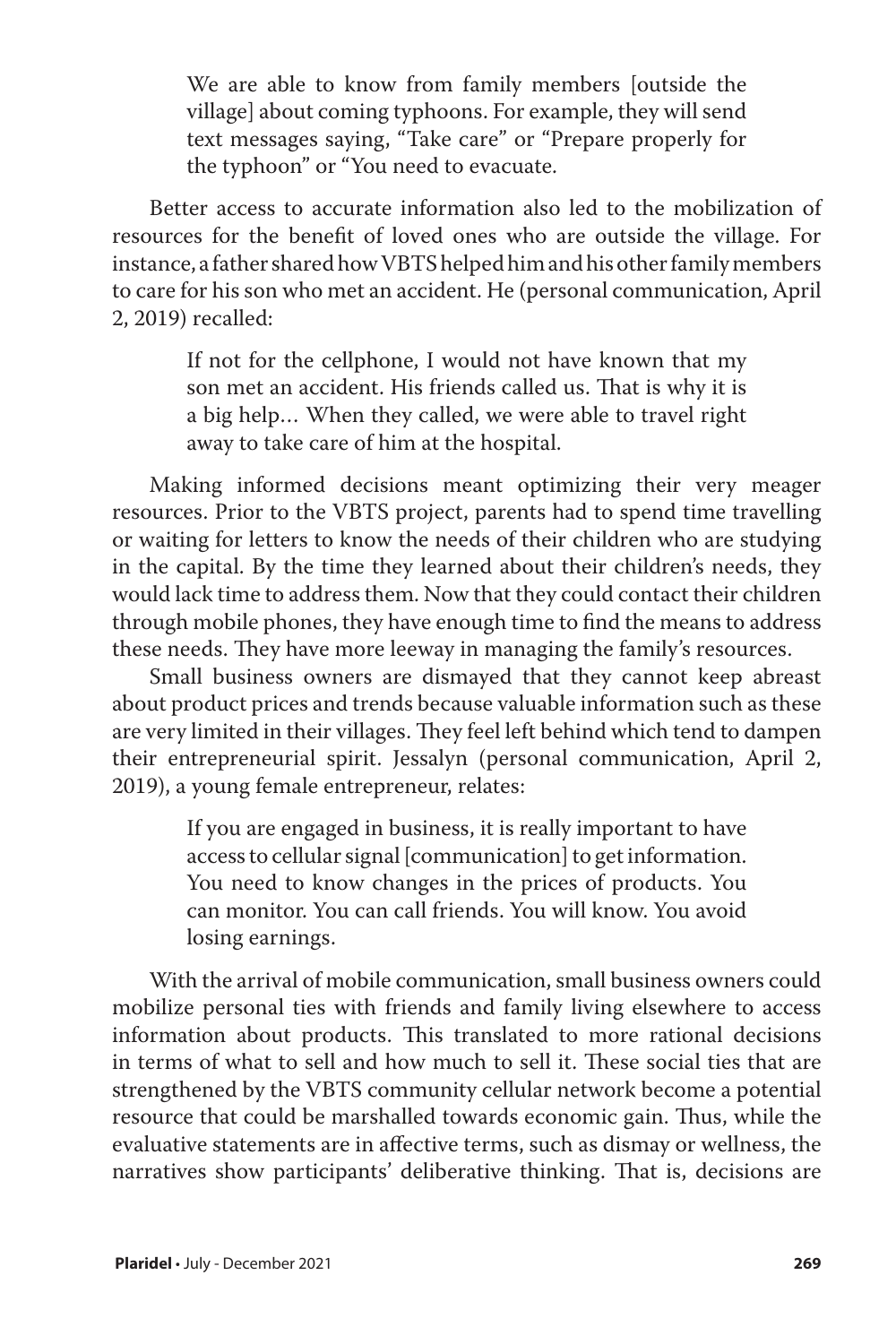> We are able to know from family members [outside the village] about coming typhoons. For example, they will send text messages saying, "Take care" or "Prepare properly for the typhoon" or "You need to evacuate.

Better access to accurate information also led to the mobilization of resources for the benefit of loved ones who are outside the village. For instance, a father shared how VBTS helped him and his other family members to care for his son who met an accident. He (personal communication, April 2, 2019) recalled:

> If not for the cellphone, I would not have known that my son met an accident. His friends called us. That is why it is a big help… When they called, we were able to travel right away to take care of him at the hospital.

Making informed decisions meant optimizing their very meager resources. Prior to the VBTS project, parents had to spend time travelling or waiting for letters to know the needs of their children who are studying in the capital. By the time they learned about their children's needs, they would lack time to address them. Now that they could contact their children through mobile phones, they have enough time to find the means to address these needs. They have more leeway in managing the family's resources.

Small business owners are dismayed that they cannot keep abreast about product prices and trends because valuable information such as these are very limited in their villages. They feel left behind which tend to dampen their entrepreneurial spirit. Jessalyn (personal communication, April 2, 2019), a young female entrepreneur, relates:

> If you are engaged in business, it is really important to have access to cellular signal [communication] to get information. You need to know changes in the prices of products. You can monitor. You can call friends. You will know. You avoid losing earnings.

With the arrival of mobile communication, small business owners could mobilize personal ties with friends and family living elsewhere to access information about products. This translated to more rational decisions in terms of what to sell and how much to sell it. These social ties that are strengthened by the VBTS community cellular network become a potential resource that could be marshalled towards economic gain. Thus, while the evaluative statements are in affective terms, such as dismay or wellness, the narratives show participants' deliberative thinking. That is, decisions are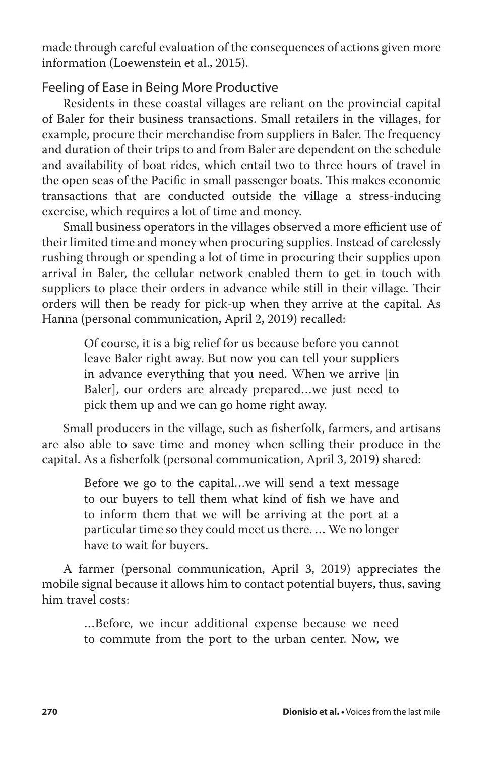made through careful evaluation of the consequences of actions given more information (Loewenstein et al., 2015).

## Feeling of Ease in Being More Productive

Residents in these coastal villages are reliant on the provincial capital of Baler for their business transactions. Small retailers in the villages, for example, procure their merchandise from suppliers in Baler. The frequency and duration of their trips to and from Baler are dependent on the schedule and availability of boat rides, which entail two to three hours of travel in the open seas of the Pacific in small passenger boats. This makes economic transactions that are conducted outside the village a stress-inducing exercise, which requires a lot of time and money.

Small business operators in the villages observed a more efficient use of their limited time and money when procuring supplies. Instead of carelessly rushing through or spending a lot of time in procuring their supplies upon arrival in Baler, the cellular network enabled them to get in touch with suppliers to place their orders in advance while still in their village. Their orders will then be ready for pick-up when they arrive at the capital. As Hanna (personal communication, April 2, 2019) recalled:

> Of course, it is a big relief for us because before you cannot leave Baler right away. But now you can tell your suppliers in advance everything that you need. When we arrive [in Baler], our orders are already prepared…we just need to pick them up and we can go home right away.

Small producers in the village, such as fisherfolk, farmers, and artisans are also able to save time and money when selling their produce in the capital. As a fisherfolk (personal communication, April 3, 2019) shared:

> Before we go to the capital…we will send a text message to our buyers to tell them what kind of fish we have and to inform them that we will be arriving at the port at a particular time so they could meet us there. … We no longer have to wait for buyers.

A farmer (personal communication, April 3, 2019) appreciates the mobile signal because it allows him to contact potential buyers, thus, saving him travel costs:

> …Before, we incur additional expense because we need to commute from the port to the urban center. Now, we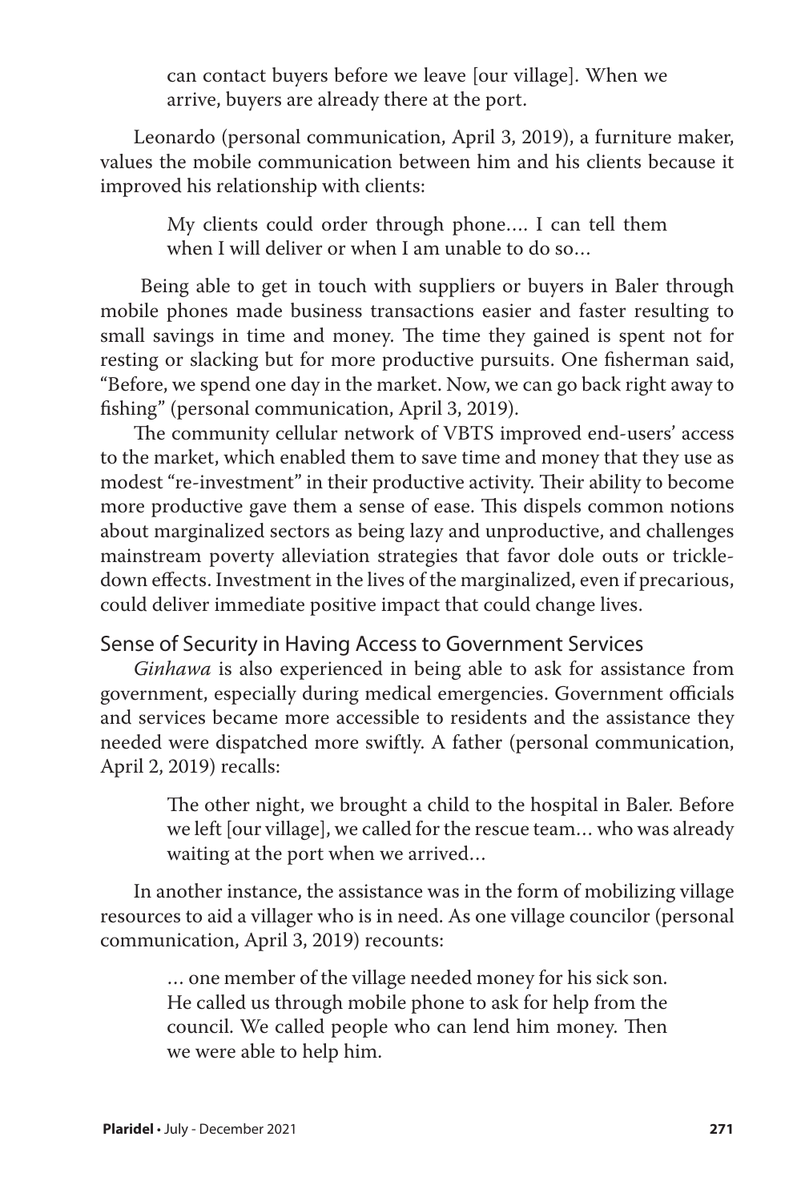> can contact buyers before we leave [our village]. When we arrive, buyers are already there at the port.

Leonardo (personal communication, April 3, 2019), a furniture maker, values the mobile communication between him and his clients because it improved his relationship with clients:

> My clients could order through phone…. I can tell them when I will deliver or when I am unable to do so…

Being able to get in touch with suppliers or buyers in Baler through mobile phones made business transactions easier and faster resulting to small savings in time and money. The time they gained is spent not for resting or slacking but for more productive pursuits. One fisherman said, "Before, we spend one day in the market. Now, we can go back right away to fishing" (personal communication, April 3, 2019).

The community cellular network of VBTS improved end-users' access to the market, which enabled them to save time and money that they use as modest "re-investment" in their productive activity. Their ability to become more productive gave them a sense of ease. This dispels common notions about marginalized sectors as being lazy and unproductive, and challenges mainstream poverty alleviation strategies that favor dole outs or trickle-down effects. Investment in the lives of the marginalized, even if precarious, could deliver immediate positive impact that could change lives.

## Sense of Security in Having Access to Government Services

*Ginhawa* is also experienced in being able to ask for assistance from government, especially during medical emergencies. Government officials and services became more accessible to residents and the assistance they needed were dispatched more swiftly. A father (personal communication, April 2, 2019) recalls:

> The other night, we brought a child to the hospital in Baler. Before we left [our village], we called for the rescue team… who was already waiting at the port when we arrived…

In another instance, the assistance was in the form of mobilizing village resources to aid a villager who is in need. As one village councilor (personal communication, April 3, 2019) recounts:

> … one member of the village needed money for his sick son. He called us through mobile phone to ask for help from the council. We called people who can lend him money. Then we were able to help him.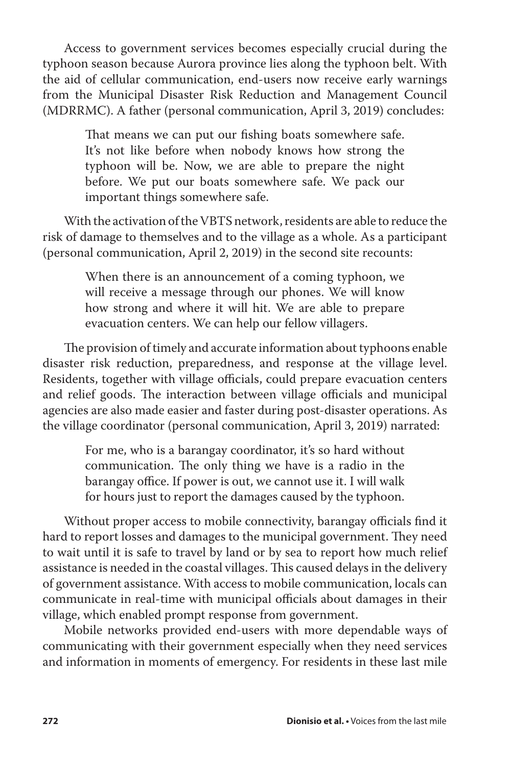Access to government services becomes especially crucial during the typhoon season because Aurora province lies along the typhoon belt. With the aid of cellular communication, end-users now receive early warnings from the Municipal Disaster Risk Reduction and Management Council (MDRRMC). A father (personal communication, April 3, 2019) concludes:

> That means we can put our fishing boats somewhere safe. It's not like before when nobody knows how strong the typhoon will be. Now, we are able to prepare the night before. We put our boats somewhere safe. We pack our important things somewhere safe.

With the activation of the VBTS network, residents are able to reduce the risk of damage to themselves and to the village as a whole. As a participant (personal communication, April 2, 2019) in the second site recounts:

> When there is an announcement of a coming typhoon, we will receive a message through our phones. We will know how strong and where it will hit. We are able to prepare evacuation centers. We can help our fellow villagers.

The provision of timely and accurate information about typhoons enable disaster risk reduction, preparedness, and response at the village level. Residents, together with village officials, could prepare evacuation centers and relief goods. The interaction between village officials and municipal agencies are also made easier and faster during post-disaster operations. As the village coordinator (personal communication, April 3, 2019) narrated:

> For me, who is a barangay coordinator, it's so hard without communication. The only thing we have is a radio in the barangay office. If power is out, we cannot use it. I will walk for hours just to report the damages caused by the typhoon.

Without proper access to mobile connectivity, barangay officials find it hard to report losses and damages to the municipal government. They need to wait until it is safe to travel by land or by sea to report how much relief assistance is needed in the coastal villages. This caused delays in the delivery of government assistance. With access to mobile communication, locals can communicate in real-time with municipal officials about damages in their village, which enabled prompt response from government.

Mobile networks provided end-users with more dependable ways of communicating with their government especially when they need services and information in moments of emergency. For residents in these last mile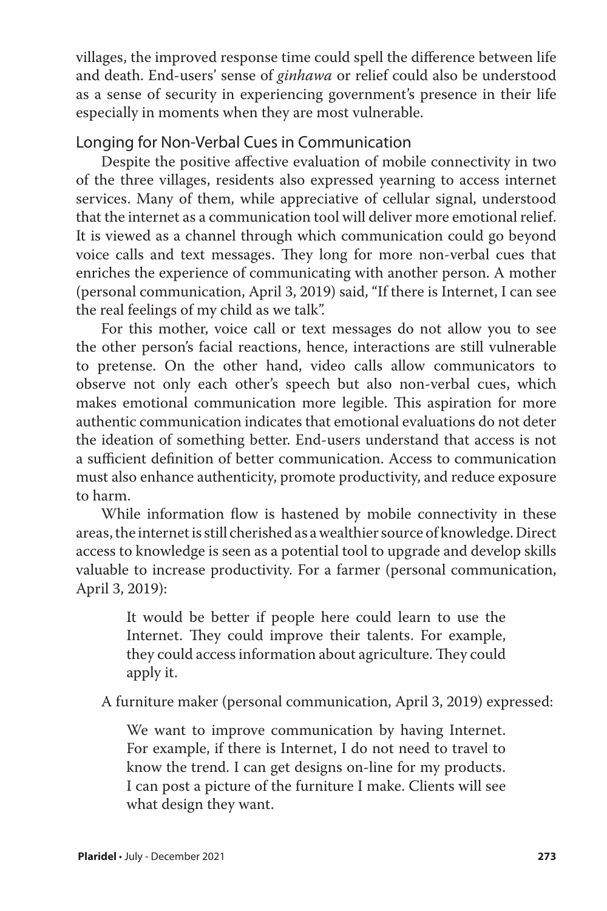villages, the improved response time could spell the difference between life and death. End-users' sense of *ginhawa* or relief could also be understood as a sense of security in experiencing government's presence in their life especially in moments when they are most vulnerable.

## Longing for Non-Verbal Cues in Communication

Despite the positive affective evaluation of mobile connectivity in two of the three villages, residents also expressed yearning to access internet services. Many of them, while appreciative of cellular signal, understood that the internet as a communication tool will deliver more emotional relief. It is viewed as a channel through which communication could go beyond voice calls and text messages. They long for more non-verbal cues that enriches the experience of communicating with another person. A mother (personal communication, April 3, 2019) said, "If there is Internet, I can see the real feelings of my child as we talk".

For this mother, voice call or text messages do not allow you to see the other person's facial reactions, hence, interactions are still vulnerable to pretense. On the other hand, video calls allow communicators to observe not only each other's speech but also non-verbal cues, which makes emotional communication more legible. This aspiration for more authentic communication indicates that emotional evaluations do not deter the ideation of something better. End-users understand that access is not a sufficient definition of better communication. Access to communication must also enhance authenticity, promote productivity, and reduce exposure to harm.

While information flow is hastened by mobile connectivity in these areas, the internet is still cherished as a wealthier source of knowledge. Direct access to knowledge is seen as a potential tool to upgrade and develop skills valuable to increase productivity. For a farmer (personal communication, April 3, 2019):

> It would be better if people here could learn to use the Internet. They could improve their talents. For example, they could access information about agriculture. They could apply it.

A furniture maker (personal communication, April 3, 2019) expressed:

> We want to improve communication by having Internet. For example, if there is Internet, I do not need to travel to know the trend. I can get designs on-line for my products. I can post a picture of the furniture I make. Clients will see what design they want.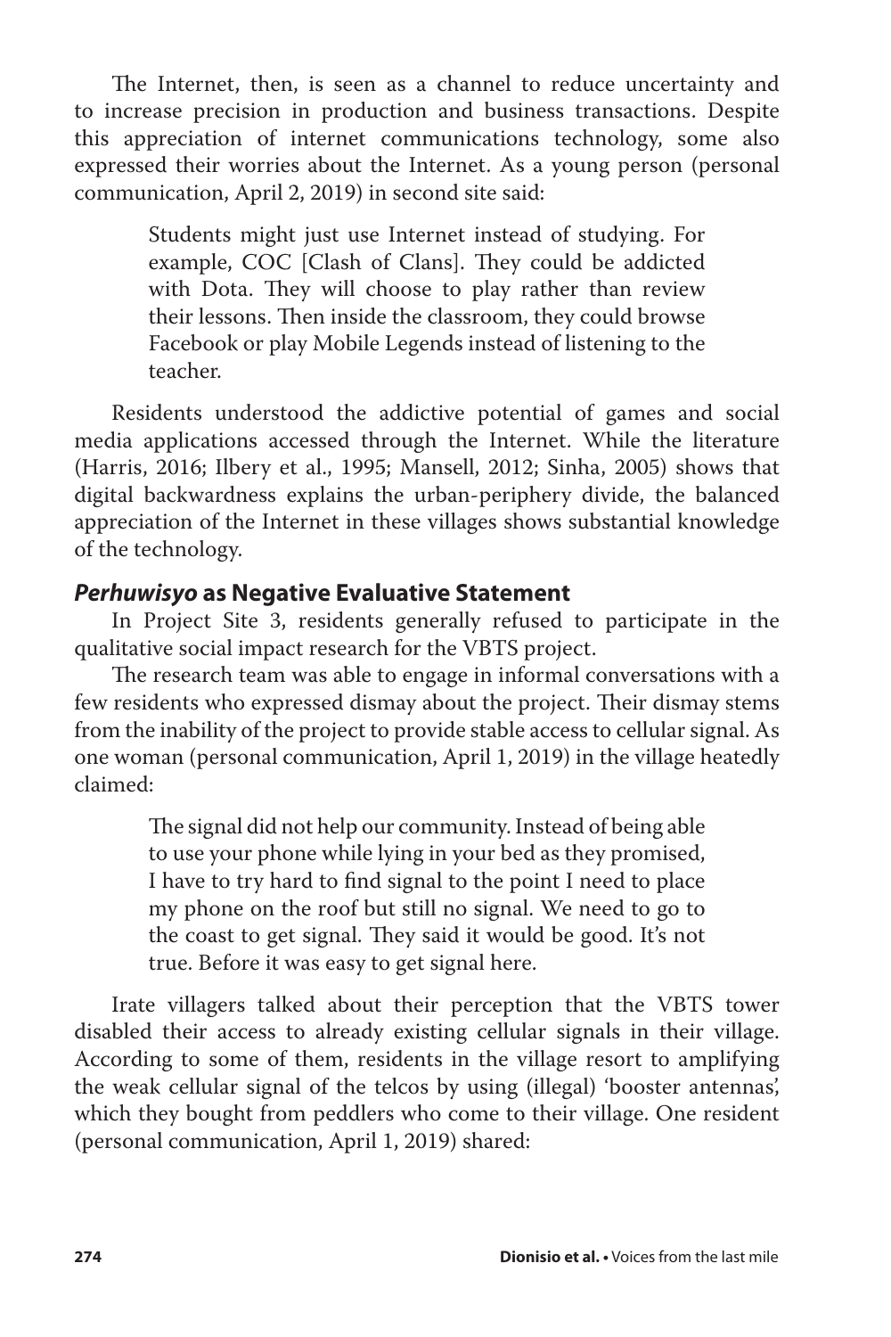The Internet, then, is seen as a channel to reduce uncertainty and to increase precision in production and business transactions. Despite this appreciation of internet communications technology, some also expressed their worries about the Internet. As a young person (personal communication, April 2, 2019) in second site said:

> Students might just use Internet instead of studying. For example, COC [Clash of Clans]. They could be addicted with Dota. They will choose to play rather than review their lessons. Then inside the classroom, they could browse Facebook or play Mobile Legends instead of listening to the teacher.

Residents understood the addictive potential of games and social media applications accessed through the Internet. While the literature (Harris, 2016; Ilbery et al., 1995; Mansell, 2012; Sinha, 2005) shows that digital backwardness explains the urban-periphery divide, the balanced appreciation of the Internet in these villages shows substantial knowledge of the technology.

### *Perhuwisyo* as Negative Evaluative Statement

In Project Site 3, residents generally refused to participate in the qualitative social impact research for the VBTS project.

The research team was able to engage in informal conversations with a few residents who expressed dismay about the project. Their dismay stems from the inability of the project to provide stable access to cellular signal. As one woman (personal communication, April 1, 2019) in the village heatedly claimed:

> The signal did not help our community. Instead of being able to use your phone while lying in your bed as they promised, I have to try hard to find signal to the point I need to place my phone on the roof but still no signal. We need to go to the coast to get signal. They said it would be good. It's not true. Before it was easy to get signal here.

Irate villagers talked about their perception that the VBTS tower disabled their access to already existing cellular signals in their village. According to some of them, residents in the village resort to amplifying the weak cellular signal of the telcos by using (illegal) 'booster antennas', which they bought from peddlers who come to their village. One resident (personal communication, April 1, 2019) shared: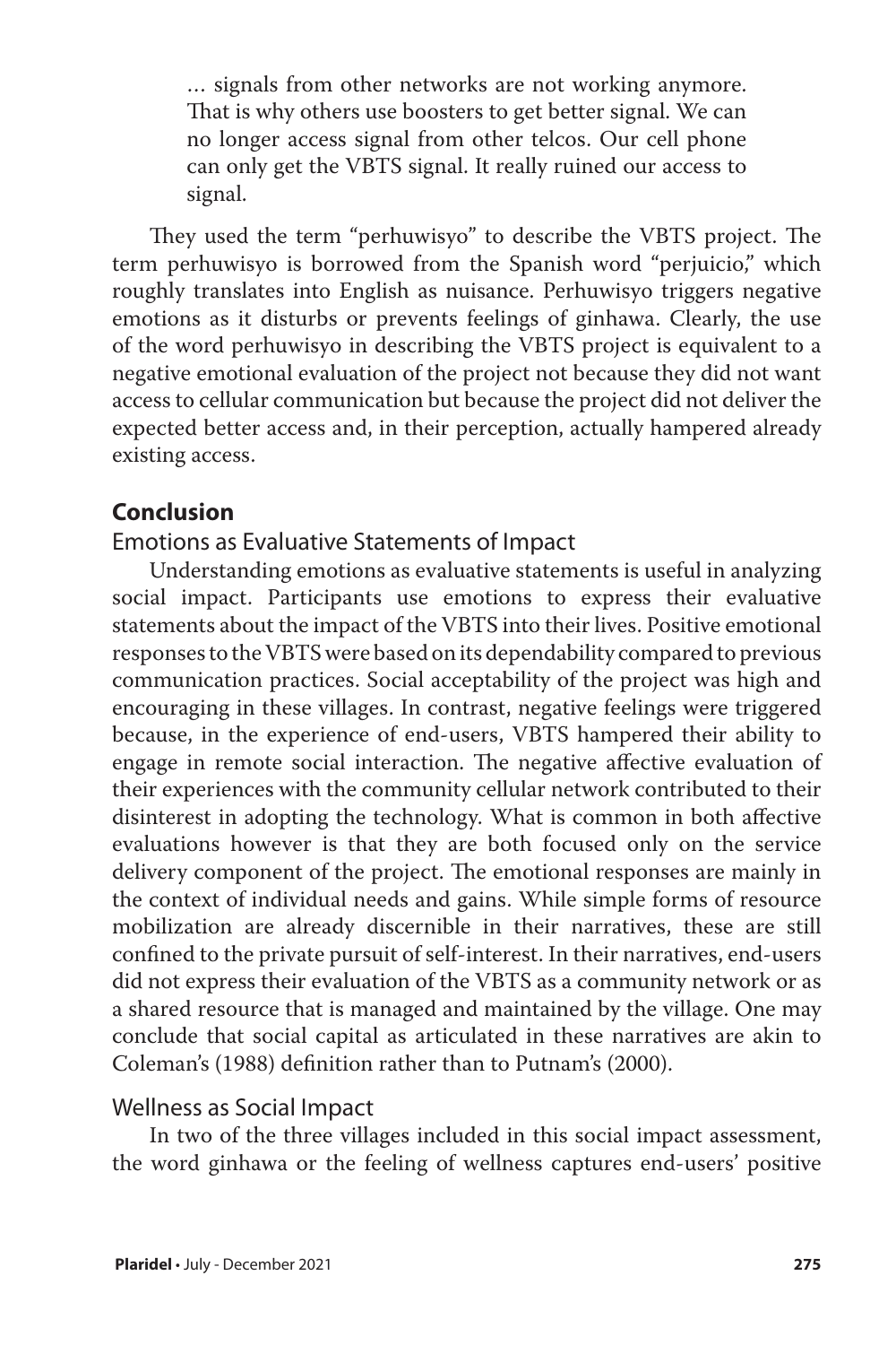> … signals from other networks are not working anymore. That is why others use boosters to get better signal. We can no longer access signal from other telcos. Our cell phone can only get the VBTS signal. It really ruined our access to signal.

They used the term "perhuwisyo" to describe the VBTS project. The term perhuwisyo is borrowed from the Spanish word "perjuicio," which roughly translates into English as nuisance. Perhuwisyo triggers negative emotions as it disturbs or prevents feelings of ginhawa. Clearly, the use of the word perhuwisyo in describing the VBTS project is equivalent to a negative emotional evaluation of the project not because they did not want access to cellular communication but because the project did not deliver the expected better access and, in their perception, actually hampered already existing access.

## Conclusion

### Emotions as Evaluative Statements of Impact

Understanding emotions as evaluative statements is useful in analyzing social impact. Participants use emotions to express their evaluative statements about the impact of the VBTS into their lives. Positive emotional responses to the VBTS were based on its dependability compared to previous communication practices. Social acceptability of the project was high and encouraging in these villages. In contrast, negative feelings were triggered because, in the experience of end-users, VBTS hampered their ability to engage in remote social interaction. The negative affective evaluation of their experiences with the community cellular network contributed to their disinterest in adopting the technology. What is common in both affective evaluations however is that they are both focused only on the service delivery component of the project. The emotional responses are mainly in the context of individual needs and gains. While simple forms of resource mobilization are already discernible in their narratives, these are still confined to the private pursuit of self-interest. In their narratives, end-users did not express their evaluation of the VBTS as a community network or as a shared resource that is managed and maintained by the village. One may conclude that social capital as articulated in these narratives are akin to Coleman's (1988) definition rather than to Putnam's (2000).

### Wellness as Social Impact

In two of the three villages included in this social impact assessment, the word ginhawa or the feeling of wellness captures end-users' positive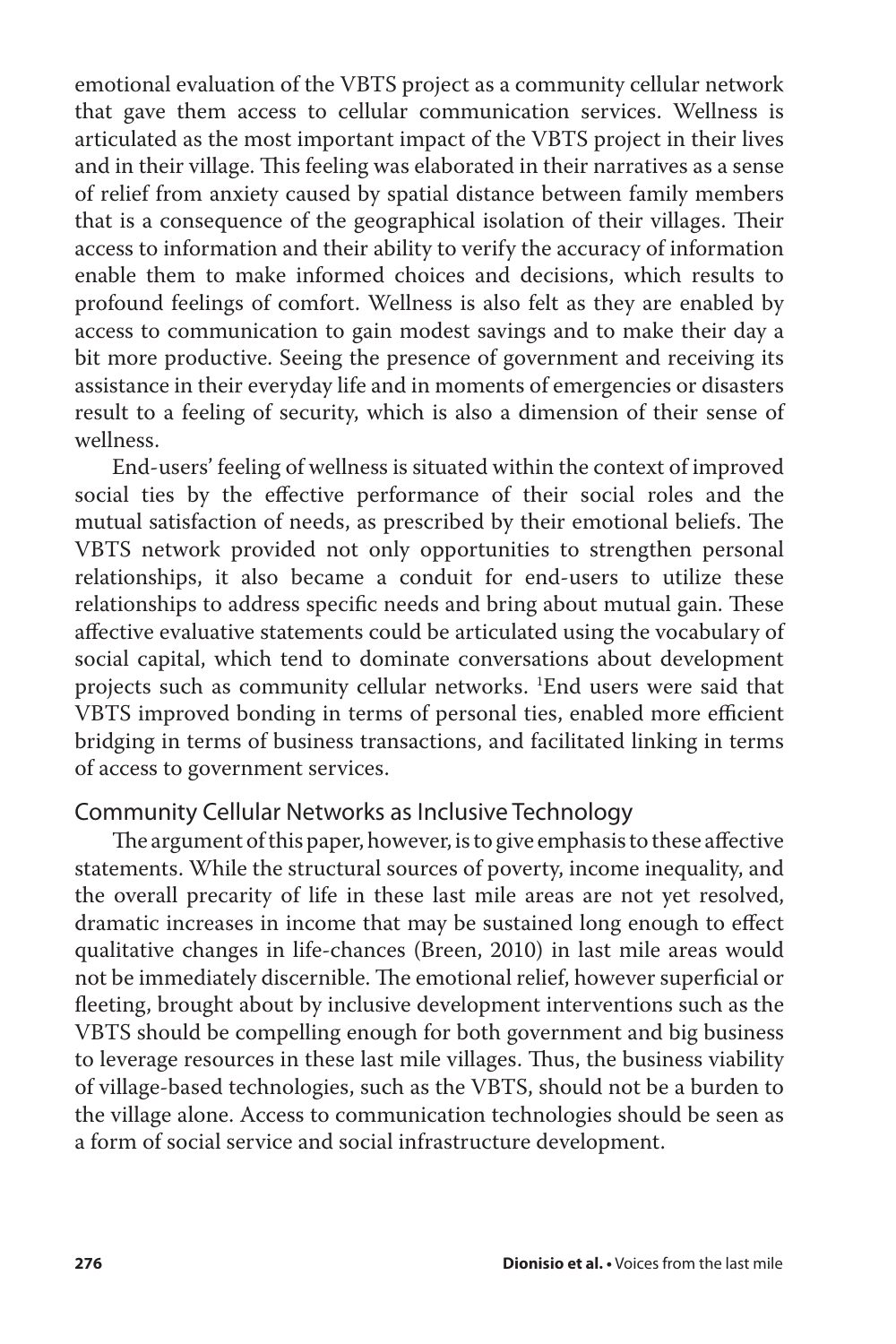emotional evaluation of the VBTS project as a community cellular network that gave them access to cellular communication services. Wellness is articulated as the most important impact of the VBTS project in their lives and in their village. This feeling was elaborated in their narratives as a sense of relief from anxiety caused by spatial distance between family members that is a consequence of the geographical isolation of their villages. Their access to information and their ability to verify the accuracy of information enable them to make informed choices and decisions, which results to profound feelings of comfort. Wellness is also felt as they are enabled by access to communication to gain modest savings and to make their day a bit more productive. Seeing the presence of government and receiving its assistance in their everyday life and in moments of emergencies or disasters result to a feeling of security, which is also a dimension of their sense of wellness.

End-users' feeling of wellness is situated within the context of improved social ties by the effective performance of their social roles and the mutual satisfaction of needs, as prescribed by their emotional beliefs. The VBTS network provided not only opportunities to strengthen personal relationships, it also became a conduit for end-users to utilize these relationships to address specific needs and bring about mutual gain. These affective evaluative statements could be articulated using the vocabulary of social capital, which tend to dominate conversations about development projects such as community cellular networks. [1]End users were said that VBTS improved bonding in terms of personal ties, enabled more efficient bridging in terms of business transactions, and facilitated linking in terms of access to government services.

## Community Cellular Networks as Inclusive Technology

The argument of this paper, however, is to give emphasis to these affective statements. While the structural sources of poverty, income inequality, and the overall precarity of life in these last mile areas are not yet resolved, dramatic increases in income that may be sustained long enough to effect qualitative changes in life-chances (Breen, 2010) in last mile areas would not be immediately discernible. The emotional relief, however superficial or fleeting, brought about by inclusive development interventions such as the VBTS should be compelling enough for both government and big business to leverage resources in these last mile villages. Thus, the business viability of village-based technologies, such as the VBTS, should not be a burden to the village alone. Access to communication technologies should be seen as a form of social service and social infrastructure development.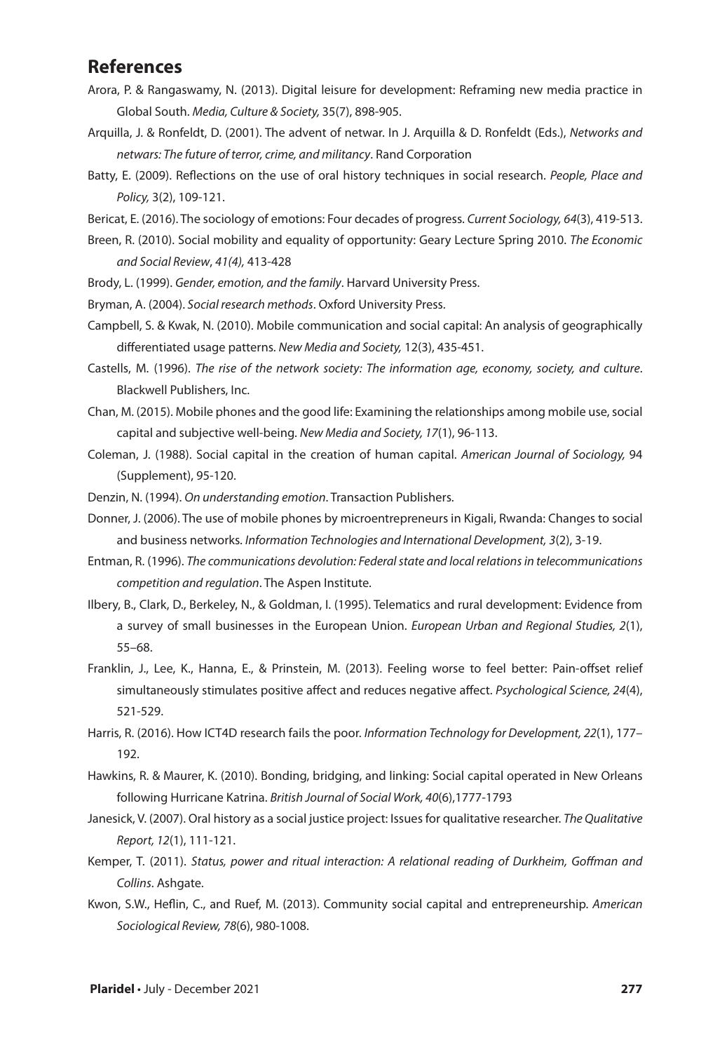## References

Arora, P. & Rangaswamy, N. (2013). Digital leisure for development: Reframing new media practice in Global South. *Media, Culture & Society,* 35(7), 898-905.

Arquilla, J. & Ronfeldt, D. (2001). The advent of netwar. In J. Arquilla & D. Ronfeldt (Eds.), *Networks and netwars: The future of terror, crime, and militancy*. Rand Corporation

Batty, E. (2009). Reflections on the use of oral history techniques in social research. *People, Place and Policy,* 3(2), 109-121.

Bericat, E. (2016). The sociology of emotions: Four decades of progress. *Current Sociology, 64*(3), 419-513.

Breen, R. (2010). Social mobility and equality of opportunity: Geary Lecture Spring 2010. *The Economic and Social Review*, *41(4)*, 413-428

Brody, L. (1999). *Gender, emotion, and the family*. Harvard University Press.

Bryman, A. (2004). *Social research methods*. Oxford University Press.

Campbell, S. & Kwak, N. (2010). Mobile communication and social capital: An analysis of geographically differentiated usage patterns. *New Media and Society,* 12(3), 435-451.

Castells, M. (1996). *The rise of the network society: The information age, economy, society, and culture*. Blackwell Publishers, Inc.

Chan, M. (2015). Mobile phones and the good life: Examining the relationships among mobile use, social capital and subjective well-being. *New Media and Society, 17*(1), 96-113.

Coleman, J. (1988). Social capital in the creation of human capital. *American Journal of Sociology,* 94 (Supplement), 95-120.

Denzin, N. (1994). *On understanding emotion*. Transaction Publishers.

Donner, J. (2006). The use of mobile phones by microentrepreneurs in Kigali, Rwanda: Changes to social and business networks. *Information Technologies and International Development, 3*(2), 3-19.

Entman, R. (1996). *The communications devolution: Federal state and local relations in telecommunications competition and regulation*. The Aspen Institute.

Ilbery, B., Clark, D., Berkeley, N., & Goldman, I. (1995). Telematics and rural development: Evidence from a survey of small businesses in the European Union. *European Urban and Regional Studies, 2*(1), 55–68.

Franklin, J., Lee, K., Hanna, E., & Prinstein, M. (2013). Feeling worse to feel better: Pain-offset relief simultaneously stimulates positive affect and reduces negative affect. *Psychological Science, 24*(4), 521-529.

Harris, R. (2016). How ICT4D research fails the poor. *Information Technology for Development, 22*(1), 177–192.

Hawkins, R. & Maurer, K. (2010). Bonding, bridging, and linking: Social capital operated in New Orleans following Hurricane Katrina. *British Journal of Social Work, 40*(6),1777-1793

Janesick, V. (2007). Oral history as a social justice project: Issues for qualitative researcher. *The Qualitative Report, 12*(1), 111-121.

Kemper, T. (2011). *Status, power and ritual interaction: A relational reading of Durkheim, Goffman and Collins*. Ashgate.

Kwon, S.W., Heflin, C., and Ruef, M. (2013). Community social capital and entrepreneurship. *American Sociological Review, 78*(6), 980-1008.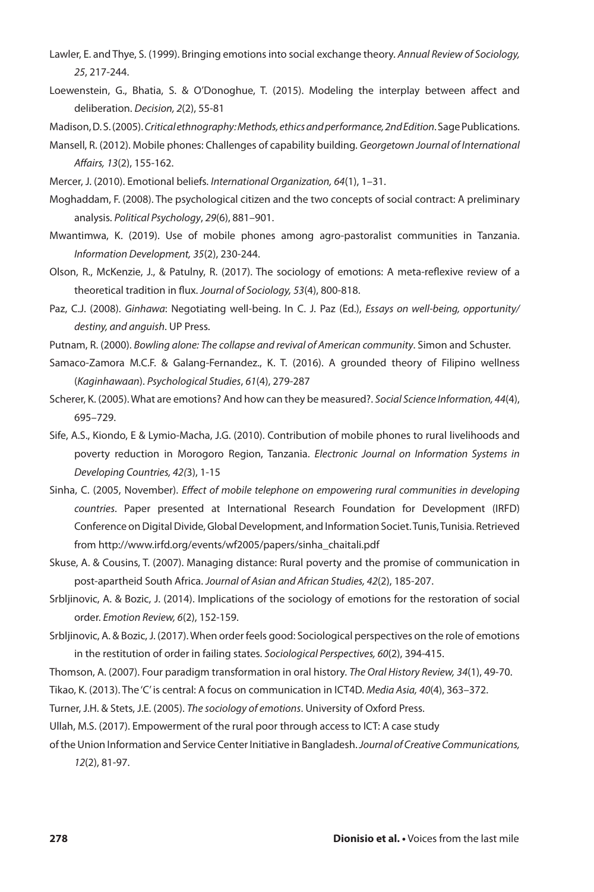Lawler, E. and Thye, S. (1999). Bringing emotions into social exchange theory. *Annual Review of Sociology, 25*, 217-244.

Loewenstein, G., Bhatia, S. & O'Donoghue, T. (2015). Modeling the interplay between affect and deliberation. *Decision, 2*(2), 55-81

Madison, D. S. (2005). *Critical ethnography: Methods, ethics and performance, 2nd Edition*. Sage Publications.

Mansell, R. (2012). Mobile phones: Challenges of capability building. *Georgetown Journal of International Affairs, 13*(2), 155-162.

Mercer, J. (2010). Emotional beliefs. *International Organization, 64*(1), 1–31.

Moghaddam, F. (2008). The psychological citizen and the two concepts of social contract: A preliminary analysis. *Political Psychology*, *29*(6), 881–901.

Mwantimwa, K. (2019). Use of mobile phones among agro-pastoralist communities in Tanzania. *Information Development, 35*(2), 230-244.

Olson, R., McKenzie, J., & Patulny, R. (2017). The sociology of emotions: A meta-reflexive review of a theoretical tradition in flux. *Journal of Sociology, 53*(4), 800-818.

Paz, C.J. (2008). *Ginhawa*: Negotiating well-being. In C. J. Paz (Ed.), *Essays on well-being, opportunity/destiny, and anguish*. UP Press.

Putnam, R. (2000). *Bowling alone: The collapse and revival of American community*. Simon and Schuster.

Samaco-Zamora M.C.F. & Galang-Fernandez., K. T. (2016). A grounded theory of Filipino wellness (*Kaginhawaan*). *Psychological Studies*, *61*(4), 279-287

Scherer, K. (2005). What are emotions? And how can they be measured?. *Social Science Information, 44*(4), 695–729.

Sife, A.S., Kiondo, E & Lymio-Macha, J.G. (2010). Contribution of mobile phones to rural livelihoods and poverty reduction in Morogoro Region, Tanzania. *Electronic Journal on Information Systems in Developing Countries, 42(*3), 1-15

Sinha, C. (2005, November). *Effect of mobile telephone on empowering rural communities in developing countries*. Paper presented at International Research Foundation for Development (IRFD) Conference on Digital Divide, Global Development, and Information Societ. Tunis, Tunisia. Retrieved from http://www.irfd.org/events/wf2005/papers/sinha_chaitali.pdf

Skuse, A. & Cousins, T. (2007). Managing distance: Rural poverty and the promise of communication in post-apartheid South Africa. *Journal of Asian and African Studies, 42*(2), 185-207.

Srbljinovic, A. & Bozic, J. (2014). Implications of the sociology of emotions for the restoration of social order. *Emotion Review, 6*(2), 152-159.

Srbljinovic, A. & Bozic, J. (2017). When order feels good: Sociological perspectives on the role of emotions in the restitution of order in failing states. *Sociological Perspectives, 60*(2), 394-415.

Thomson, A. (2007). Four paradigm transformation in oral history. *The Oral History Review, 34*(1), 49-70.

Tikao, K. (2013). The 'C' is central: A focus on communication in ICT4D. *Media Asia, 40*(4), 363–372.

Turner, J.H. & Stets, J.E. (2005). *The sociology of emotions*. University of Oxford Press.

Ullah, M.S. (2017). Empowerment of the rural poor through access to ICT: A case study of the Union Information and Service Center Initiative in Bangladesh. *Journal of Creative Communications, 12*(2), 81-97.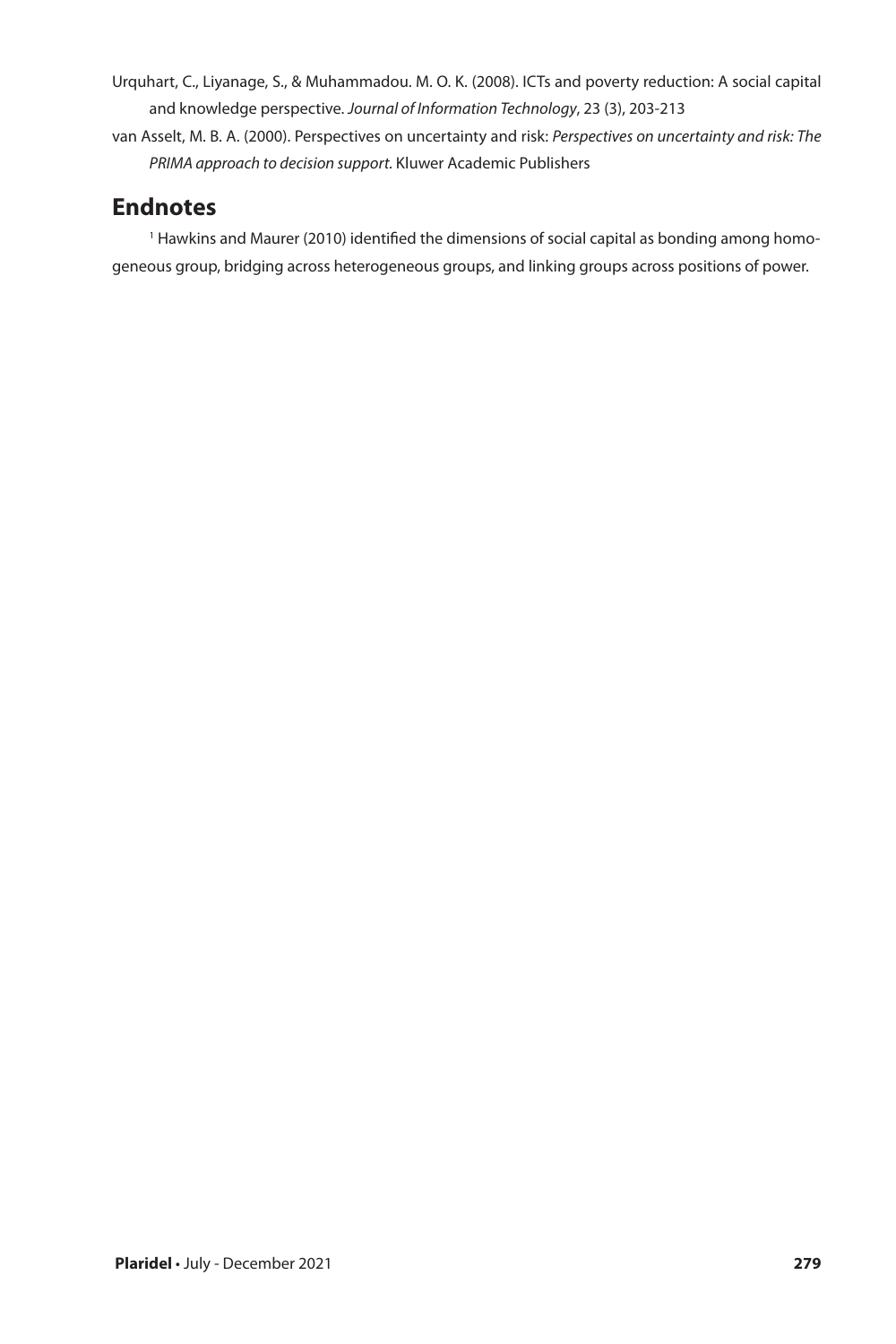Urquhart, C., Liyanage, S., & Muhammadou. M. O. K. (2008). ICTs and poverty reduction: A social capital and knowledge perspective. *Journal of Information Technology*, 23 (3), 203-213

van Asselt, M. B. A. (2000). Perspectives on uncertainty and risk: *Perspectives on uncertainty and risk: The PRIMA approach to decision support*. Kluwer Academic Publishers

## Endnotes

[1] Hawkins and Maurer (2010) identified the dimensions of social capital as bonding among homogeneous group, bridging across heterogeneous groups, and linking groups across positions of power.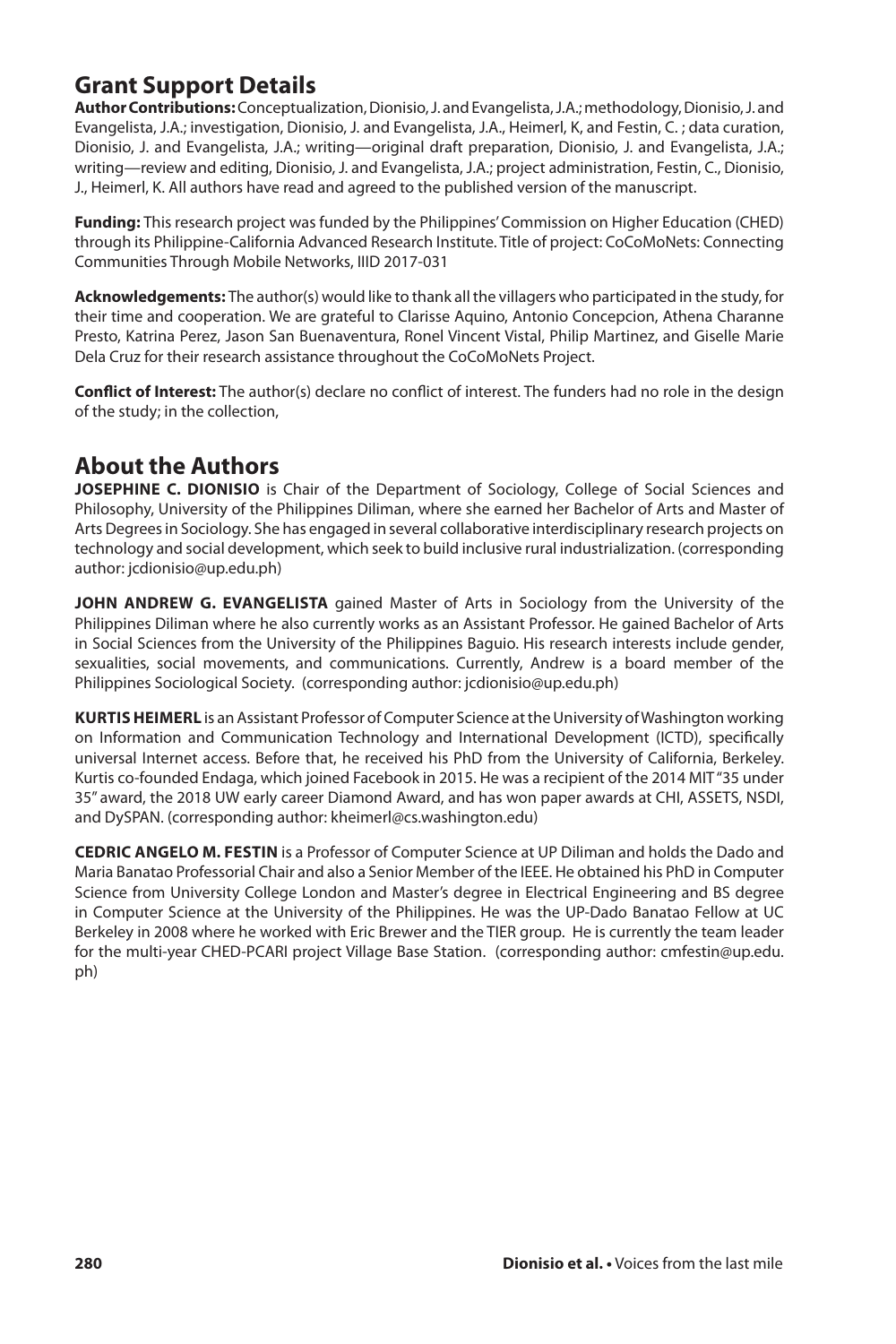## Grant Support Details

**Author Contributions:** Conceptualization, Dionisio, J. and Evangelista, J.A.; methodology, Dionisio, J. and Evangelista, J.A.; investigation, Dionisio, J. and Evangelista, J.A., Heimerl, K, and Festin, C. ; data curation, Dionisio, J. and Evangelista, J.A.; writing—original draft preparation, Dionisio, J. and Evangelista, J.A.; writing—review and editing, Dionisio, J. and Evangelista, J.A.; project administration, Festin, C., Dionisio, J., Heimerl, K. All authors have read and agreed to the published version of the manuscript.

**Funding:** This research project was funded by the Philippines' Commission on Higher Education (CHED) through its Philippine-California Advanced Research Institute. Title of project: CoCoMoNets: Connecting Communities Through Mobile Networks, IIID 2017-031

**Acknowledgements:** The author(s) would like to thank all the villagers who participated in the study, for their time and cooperation. We are grateful to Clarisse Aquino, Antonio Concepcion, Athena Charanne Presto, Katrina Perez, Jason San Buenaventura, Ronel Vincent Vistal, Philip Martinez, and Giselle Marie Dela Cruz for their research assistance throughout the CoCoMoNets Project.

**Conflict of Interest:** The author(s) declare no conflict of interest. The funders had no role in the design of the study; in the collection,

## About the Authors

**JOSEPHINE C. DIONISIO** is Chair of the Department of Sociology, College of Social Sciences and Philosophy, University of the Philippines Diliman, where she earned her Bachelor of Arts and Master of Arts Degrees in Sociology. She has engaged in several collaborative interdisciplinary research projects on technology and social development, which seek to build inclusive rural industrialization. (corresponding author: jcdionisio@up.edu.ph)

**JOHN ANDREW G. EVANGELISTA** gained Master of Arts in Sociology from the University of the Philippines Diliman where he also currently works as an Assistant Professor. He gained Bachelor of Arts in Social Sciences from the University of the Philippines Baguio. His research interests include gender, sexualities, social movements, and communications. Currently, Andrew is a board member of the Philippines Sociological Society. (corresponding author: jcdionisio@up.edu.ph)

**KURTIS HEIMERL** is an Assistant Professor of Computer Science at the University of Washington working on Information and Communication Technology and International Development (ICTD), specifically universal Internet access. Before that, he received his PhD from the University of California, Berkeley. Kurtis co-founded Endaga, which joined Facebook in 2015. He was a recipient of the 2014 MIT "35 under 35" award, the 2018 UW early career Diamond Award, and has won paper awards at CHI, ASSETS, NSDI, and DySPAN. (corresponding author: kheimerl@cs.washington.edu)

**CEDRIC ANGELO M. FESTIN** is a Professor of Computer Science at UP Diliman and holds the Dado and Maria Banatao Professorial Chair and also a Senior Member of the IEEE. He obtained his PhD in Computer Science from University College London and Master's degree in Electrical Engineering and BS degree in Computer Science at the University of the Philippines. He was the UP-Dado Banatao Fellow at UC Berkeley in 2008 where he worked with Eric Brewer and the TIER group. He is currently the team leader for the multi-year CHED-PCARI project Village Base Station. (corresponding author: cmfestin@up.edu.ph)